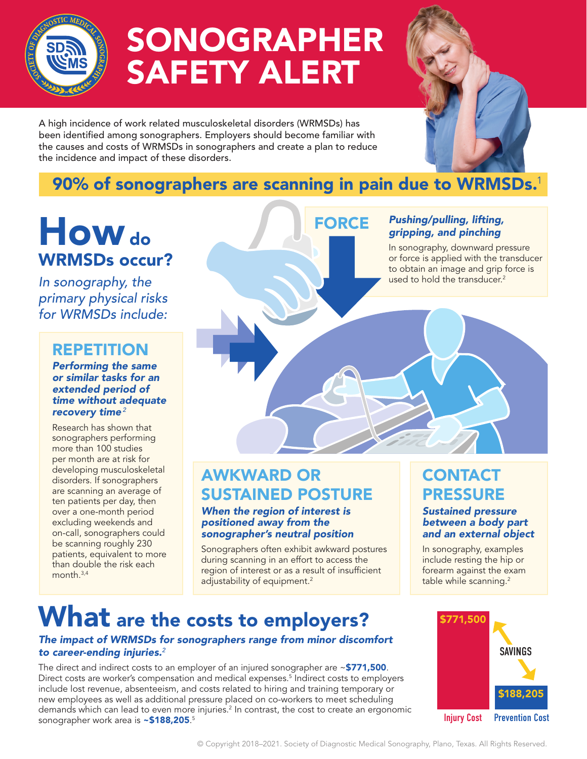# SONOGRAPHER SAFETY ALERT

A high incidence of work related musculoskeletal disorders (WRMSDs) has been identified among sonographers. Employers should become familiar with the causes and costs of WRMSDs in sonographers and create a plan to reduce the incidence and impact of these disorders.

**90% of sonographers are scanning in pain due to WRMSDs.**[1]

## How do WRMSDs occur?

*In sonography, the primary physical risks for WRMSDs include:*

### REPETITION

***Performing the same or similar tasks for an extended period of time without adequate recovery time***[2]

Research has shown that sonographers performing more than 100 studies per month are at risk for developing musculoskeletal disorders. If sonographers are scanning an average of ten patients per day, then over a one-month period excluding weekends and on-call, sonographers could be scanning roughly 230 patients, equivalent to more than double the risk each month.[3,4]

### FORCE

***Pushing/pulling, lifting, gripping, and pinching***

In sonography, downward pressure or force is applied with the transducer to obtain an image and grip force is used to hold the transducer.[2]

### AWKWARD OR SUSTAINED POSTURE

***When the region of interest is positioned away from the sonographer's neutral position***

Sonographers often exhibit awkward postures during scanning in an effort to access the region of interest or as a result of insufficient adjustability of equipment.[2]

### CONTACT PRESSURE

***Sustained pressure between a body part and an external object***

In sonography, examples include resting the hip or forearm against the exam table while scanning.[2]

## What are the costs to employers?

***The impact of WRMSDs for sonographers range from minor discomfort to career-ending injuries.***[2]

The direct and indirect costs to an employer of an injured sonographer are ~**$771,500**. Direct costs are worker's compensation and medical expenses.[5] Indirect costs to employers include lost revenue, absenteeism, and costs related to hiring and training temporary or new employees as well as additional pressure placed on co-workers to meet scheduling demands which can lead to even more injuries.[2] In contrast, the cost to create an ergonomic sonographer work area is **~$188,205**.[5]

| Injury Cost | Prevention Cost |
|---|---|
| $771,500 | $188,205 |

SAVINGS

© Copyright 2018–2021. Society of Diagnostic Medical Sonography, Plano, Texas. All Rights Reserved.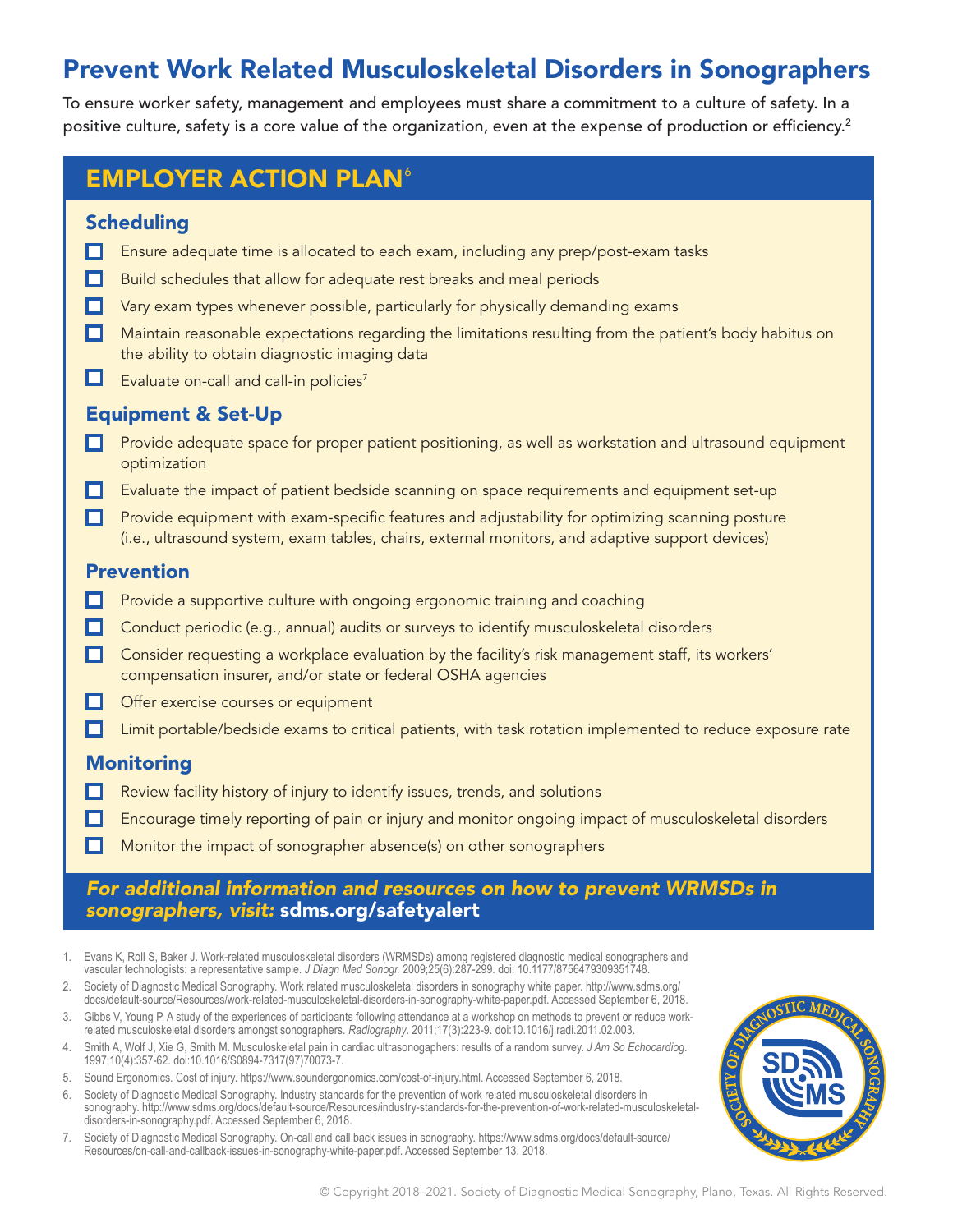# Prevent Work Related Musculoskeletal Disorders in Sonographers

To ensure worker safety, management and employees must share a commitment to a culture of safety. In a positive culture, safety is a core value of the organization, even at the expense of production or efficiency.[2]

## EMPLOYER ACTION PLAN[6]

### Scheduling

- ☐ Ensure adequate time is allocated to each exam, including any prep/post-exam tasks
- ☐ Build schedules that allow for adequate rest breaks and meal periods
- ☐ Vary exam types whenever possible, particularly for physically demanding exams
- ☐ Maintain reasonable expectations regarding the limitations resulting from the patient's body habitus on the ability to obtain diagnostic imaging data
- ☐ Evaluate on-call and call-in policies[7]

### Equipment & Set-Up

- ☐ Provide adequate space for proper patient positioning, as well as workstation and ultrasound equipment optimization
- ☐ Evaluate the impact of patient bedside scanning on space requirements and equipment set-up
- ☐ Provide equipment with exam-specific features and adjustability for optimizing scanning posture (i.e., ultrasound system, exam tables, chairs, external monitors, and adaptive support devices)

### Prevention

- ☐ Provide a supportive culture with ongoing ergonomic training and coaching
- ☐ Conduct periodic (e.g., annual) audits or surveys to identify musculoskeletal disorders
- ☐ Consider requesting a workplace evaluation by the facility's risk management staff, its workers' compensation insurer, and/or state or federal OSHA agencies
- ☐ Offer exercise courses or equipment
- ☐ Limit portable/bedside exams to critical patients, with task rotation implemented to reduce exposure rate

### Monitoring

- ☐ Review facility history of injury to identify issues, trends, and solutions
- ☐ Encourage timely reporting of pain or injury and monitor ongoing impact of musculoskeletal disorders
- ☐ Monitor the impact of sonographer absence(s) on other sonographers

***For additional information and resources on how to prevent WRMSDs in sonographers, visit:*** **sdms.org/safetyalert**

1. Evans K, Roll S, Baker J. Work-related musculoskeletal disorders (WRMSDs) among registered diagnostic medical sonographers and vascular technologists: a representative sample. *J Diagn Med Sonogr.* 2009;25(6):287-299. doi: 10.1177/8756479309351748.
2. Society of Diagnostic Medical Sonography. Work related musculoskeletal disorders in sonography white paper. http://www.sdms.org/docs/default-source/Resources/work-related-musculoskeletal-disorders-in-sonography-white-paper.pdf. Accessed September 6, 2018.
3. Gibbs V, Young P. A study of the experiences of participants following attendance at a workshop on methods to prevent or reduce work-related musculoskeletal disorders amongst sonographers. *Radiography*. 2011;17(3):223-9. doi:10.1016/j.radi.2011.02.003.
4. Smith A, Wolf J, Xie G, Smith M. Musculoskeletal pain in cardiac ultrasonographers: results of a random survey. *J Am So Echocardiog*. 1997;10(4):357-62. doi:10.1016/S0894-7317(97)70073-7.
5. Sound Ergonomics. Cost of injury. https://www.soundergonomics.com/cost-of-injury.html. Accessed September 6, 2018.
6. Society of Diagnostic Medical Sonography. Industry standards for the prevention of work related musculoskeletal disorders in sonography. http://www.sdms.org/docs/default-source/Resources/industry-standards-for-the-prevention-of-work-related-musculoskeletal-disorders-in-sonography.pdf. Accessed September 6, 2018.
7. Society of Diagnostic Medical Sonography. On-call and call back issues in sonography. https://www.sdms.org/docs/default-source/Resources/on-call-and-callback-issues-in-sonography-white-paper.pdf. Accessed September 13, 2018.

© Copyright 2018–2021. Society of Diagnostic Medical Sonography, Plano, Texas. All Rights Reserved.